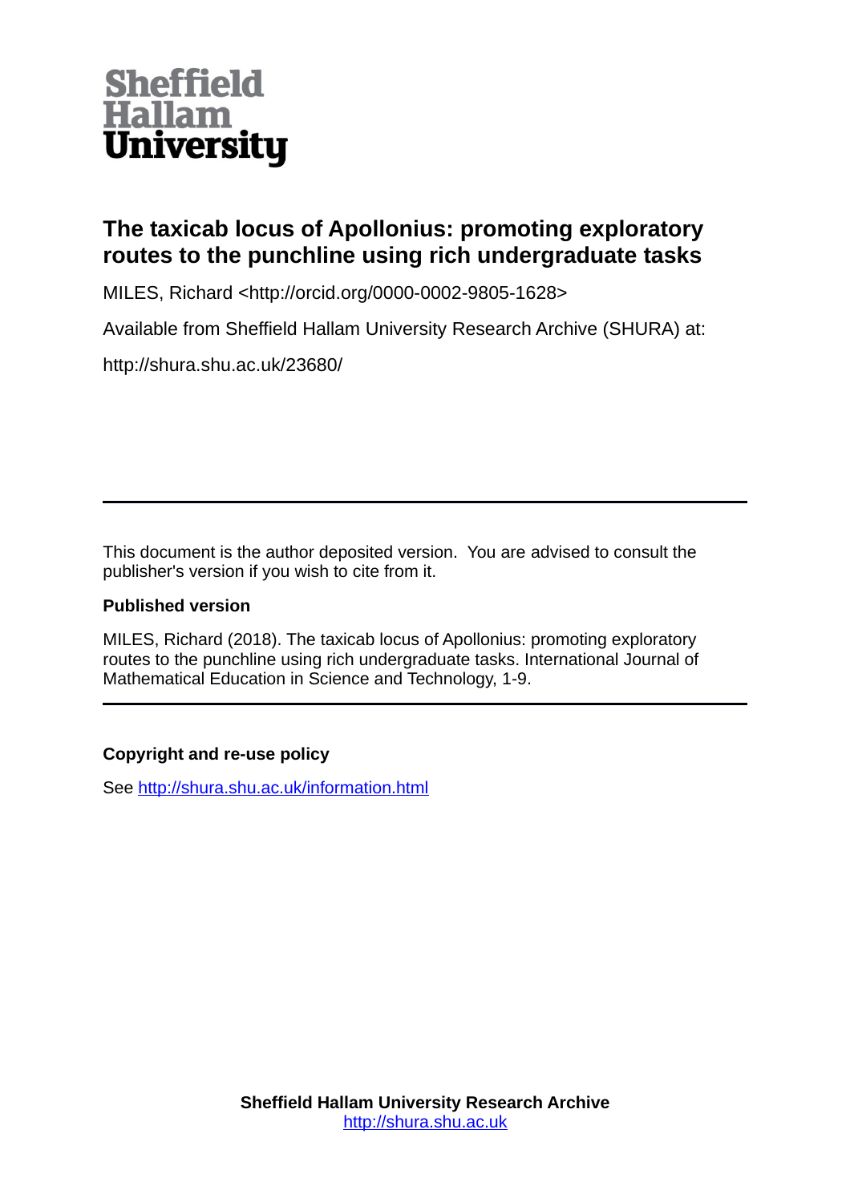Sheffield Hallam University

# The taxicab locus of Apollonius: promoting exploratory routes to the punchline using rich undergraduate tasks

MILES, Richard <http://orcid.org/0000-0002-9805-1628>

Available from Sheffield Hallam University Research Archive (SHURA) at:

http://shura.shu.ac.uk/23680/

---

This document is the author deposited version. You are advised to consult the publisher's version if you wish to cite from it.

**Published version**

MILES, Richard (2018). The taxicab locus of Apollonius: promoting exploratory routes to the punchline using rich undergraduate tasks. International Journal of Mathematical Education in Science and Technology, 1-9.

---

**Copyright and re-use policy**

See http://shura.shu.ac.uk/information.html

**Sheffield Hallam University Research Archive**
http://shura.shu.ac.uk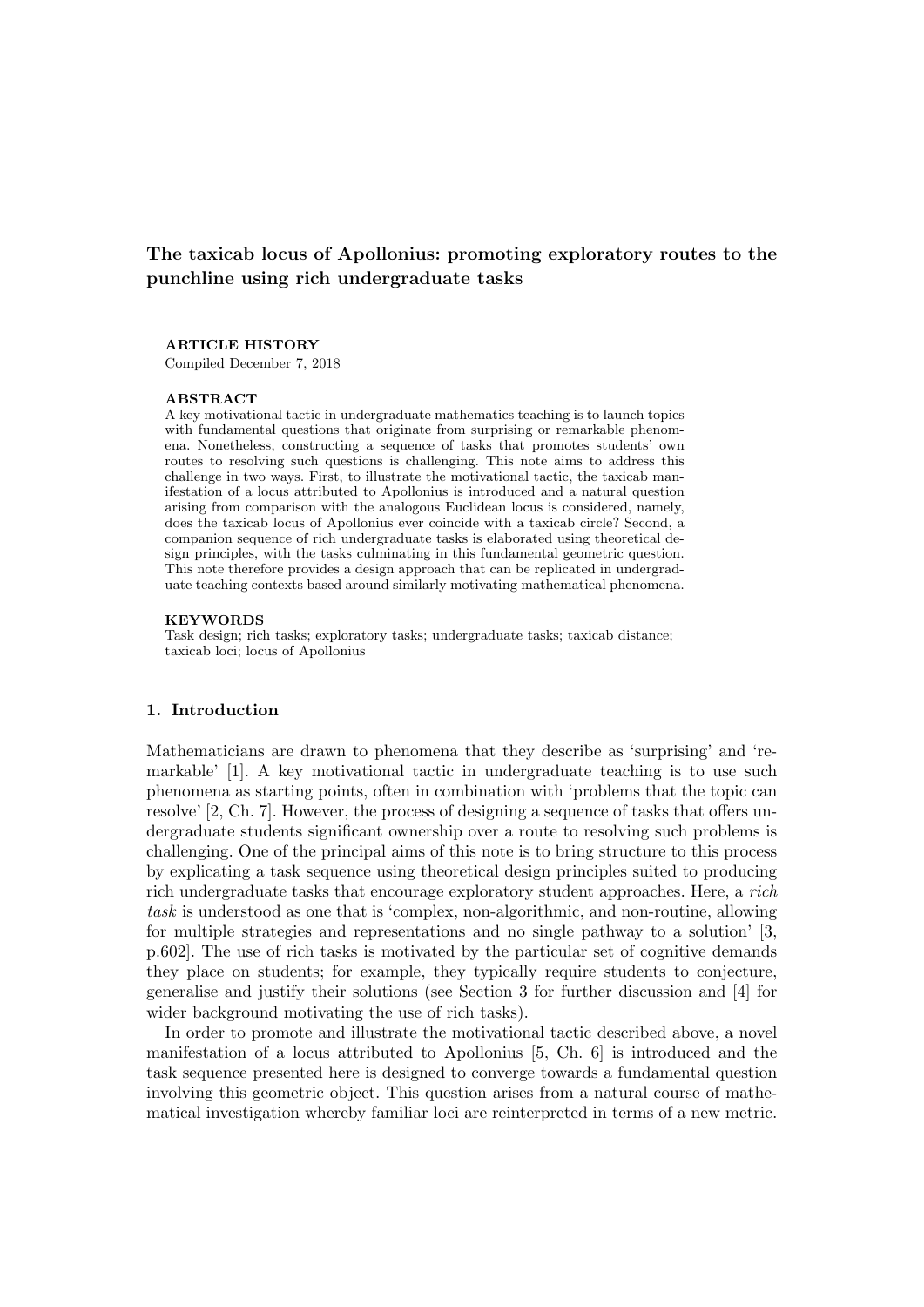# The taxicab locus of Apollonius: promoting exploratory routes to the punchline using rich undergraduate tasks

**ARTICLE HISTORY**

Compiled December 7, 2018

**ABSTRACT**

A key motivational tactic in undergraduate mathematics teaching is to launch topics with fundamental questions that originate from surprising or remarkable phenomena. Nonetheless, constructing a sequence of tasks that promotes students' own routes to resolving such questions is challenging. This note aims to address this challenge in two ways. First, to illustrate the motivational tactic, the taxicab manifestation of a locus attributed to Apollonius is introduced and a natural question arising from comparison with the analogous Euclidean locus is considered, namely, does the taxicab locus of Apollonius ever coincide with a taxicab circle? Second, a companion sequence of rich undergraduate tasks is elaborated using theoretical design principles, with the tasks culminating in this fundamental geometric question. This note therefore provides a design approach that can be replicated in undergraduate teaching contexts based around similarly motivating mathematical phenomena.

**KEYWORDS**

Task design; rich tasks; exploratory tasks; undergraduate tasks; taxicab distance; taxicab loci; locus of Apollonius

## 1. Introduction

Mathematicians are drawn to phenomena that they describe as 'surprising' and 'remarkable' [1]. A key motivational tactic in undergraduate teaching is to use such phenomena as starting points, often in combination with 'problems that the topic can resolve' [2, Ch. 7]. However, the process of designing a sequence of tasks that offers undergraduate students significant ownership over a route to resolving such problems is challenging. One of the principal aims of this note is to bring structure to this process by explicating a task sequence using theoretical design principles suited to producing rich undergraduate tasks that encourage exploratory student approaches. Here, a *rich task* is understood as one that is 'complex, non-algorithmic, and non-routine, allowing for multiple strategies and representations and no single pathway to a solution' [3, p.602]. The use of rich tasks is motivated by the particular set of cognitive demands they place on students; for example, they typically require students to conjecture, generalise and justify their solutions (see Section 3 for further discussion and [4] for wider background motivating the use of rich tasks).

In order to promote and illustrate the motivational tactic described above, a novel manifestation of a locus attributed to Apollonius [5, Ch. 6] is introduced and the task sequence presented here is designed to converge towards a fundamental question involving this geometric object. This question arises from a natural course of mathematical investigation whereby familiar loci are reinterpreted in terms of a new metric.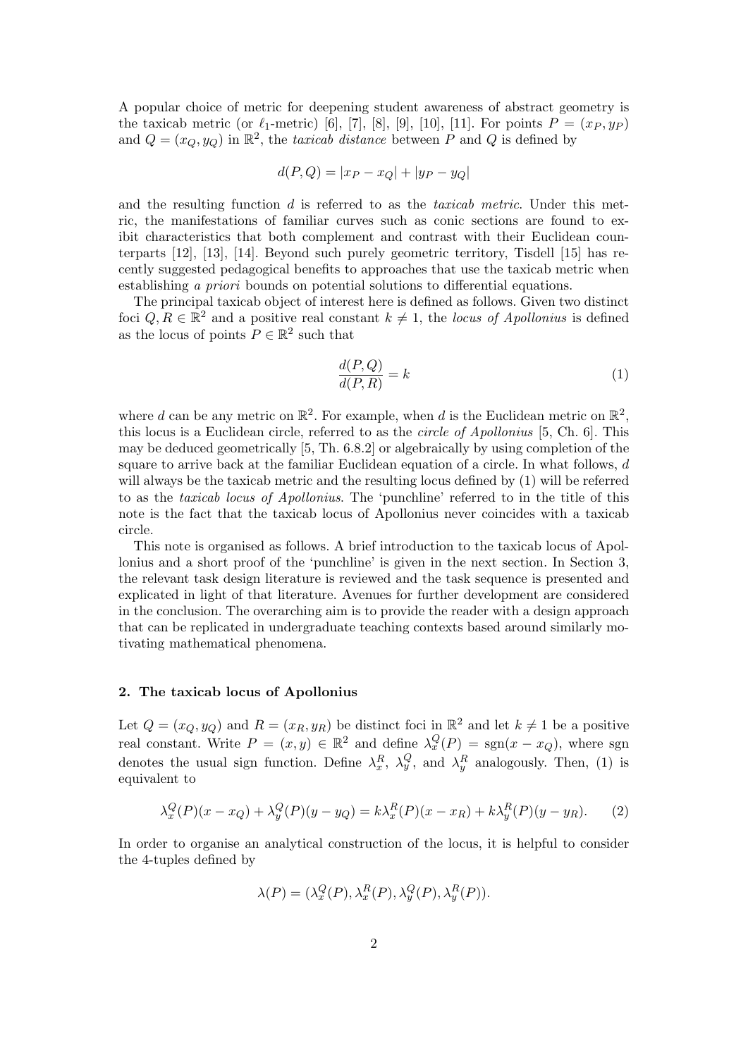A popular choice of metric for deepening student awareness of abstract geometry is the taxicab metric (or $\ell_1$-metric) [6], [7], [8], [9], [10], [11]. For points $P = (x_P, y_P)$ and $Q = (x_Q, y_Q)$ in $\mathbb{R}^2$, the *taxicab distance* between $P$ and $Q$ is defined by

$$d(P,Q) = |x_P - x_Q| + |y_P - y_Q|$$

and the resulting function $d$ is referred to as the *taxicab metric*. Under this metric, the manifestations of familiar curves such as conic sections are found to exibit characteristics that both complement and contrast with their Euclidean counterparts [12], [13], [14]. Beyond such purely geometric territory, Tisdell [15] has recently suggested pedagogical benefits to approaches that use the taxicab metric when establishing *a priori* bounds on potential solutions to differential equations.

The principal taxicab object of interest here is defined as follows. Given two distinct foci $Q, R \in \mathbb{R}^2$ and a positive real constant $k \neq 1$, the *locus of Apollonius* is defined as the locus of points $P \in \mathbb{R}^2$ such that

$$\frac{d(P,Q)}{d(P,R)} = k \tag{1}$$

where $d$ can be any metric on $\mathbb{R}^2$. For example, when $d$ is the Euclidean metric on $\mathbb{R}^2$, this locus is a Euclidean circle, referred to as the *circle of Apollonius* [5, Ch. 6]. This may be deduced geometrically [5, Th. 6.8.2] or algebraically by using completion of the square to arrive back at the familiar Euclidean equation of a circle. In what follows, $d$ will always be the taxicab metric and the resulting locus defined by (1) will be referred to as the *taxicab locus of Apollonius*. The 'punchline' referred to in the title of this note is the fact that the taxicab locus of Apollonius never coincides with a taxicab circle.

This note is organised as follows. A brief introduction to the taxicab locus of Apollonius and a short proof of the 'punchline' is given in the next section. In Section 3, the relevant task design literature is reviewed and the task sequence is presented and explicated in light of that literature. Avenues for further development are considered in the conclusion. The overarching aim is to provide the reader with a design approach that can be replicated in undergraduate teaching contexts based around similarly motivating mathematical phenomena.

## 2. The taxicab locus of Apollonius

Let $Q = (x_Q, y_Q)$ and $R = (x_R, y_R)$ be distinct foci in $\mathbb{R}^2$ and let $k \neq 1$ be a positive real constant. Write $P = (x, y) \in \mathbb{R}^2$ and define $\lambda_x^Q(P) = \operatorname{sgn}(x - x_Q)$, where sgn denotes the usual sign function. Define $\lambda_x^R$, $\lambda_y^Q$, and $\lambda_y^R$ analogously. Then, (1) is equivalent to

$$\lambda_x^Q(P)(x - x_Q) + \lambda_y^Q(P)(y - y_Q) = k\lambda_x^R(P)(x - x_R) + k\lambda_y^R(P)(y - y_R). \tag{2}$$

In order to organise an analytical construction of the locus, it is helpful to consider the 4-tuples defined by

$$\lambda(P) = (\lambda_x^Q(P), \lambda_x^R(P), \lambda_y^Q(P), \lambda_y^R(P)).$$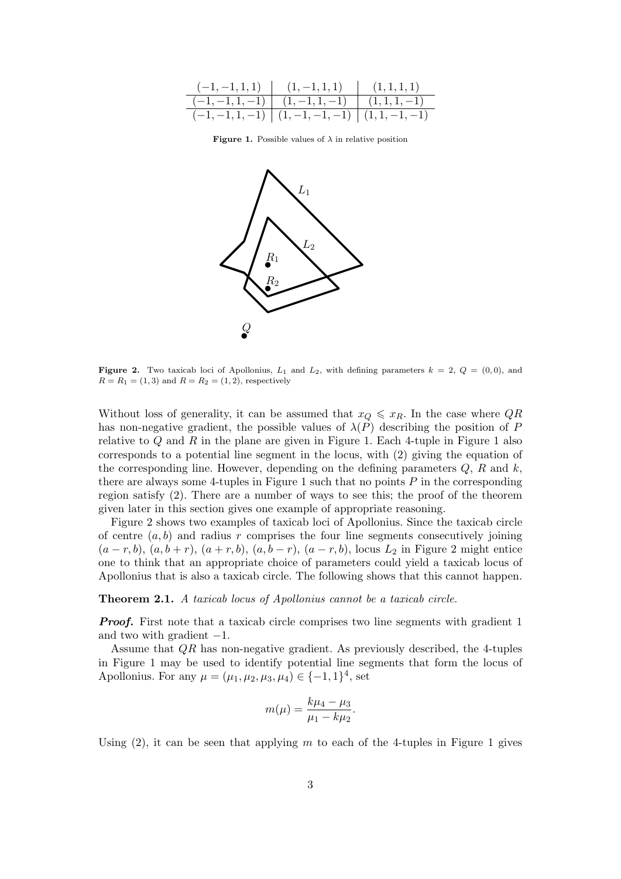| | | |
|---|---|---|
| $(-1,-1,1,1)$ | $(1,-1,1,1)$ | $(1,1,1,1)$ |
| $(-1,-1,1,-1)$ | $(1,-1,1,-1)$ | $(1,1,1,-1)$ |
| $(-1,-1,1,-1)$ | $(1,-1,-1,-1)$ | $(1,1,-1,-1)$ |

**Figure 1.** Possible values of $\lambda$ in relative position

$L_1$

$L_2$

$R_1$

$R_2$

$Q$

**Figure 2.** Two taxicab loci of Apollonius, $L_1$ and $L_2$, with defining parameters $k = 2$, $Q = (0,0)$, and $R = R_1 = (1,3)$ and $R = R_2 = (1,2)$, respectively

Without loss of generality, it can be assumed that $x_Q \leqslant x_R$. In the case where $QR$ has non-negative gradient, the possible values of $\lambda(P)$ describing the position of $P$ relative to $Q$ and $R$ in the plane are given in Figure 1. Each 4-tuple in Figure 1 also corresponds to a potential line segment in the locus, with (2) giving the equation of the corresponding line. However, depending on the defining parameters $Q$, $R$ and $k$, there are always some 4-tuples in Figure 1 such that no points $P$ in the corresponding region satisfy (2). There are a number of ways to see this; the proof of the theorem given later in this section gives one example of appropriate reasoning.

Figure 2 shows two examples of taxicab loci of Apollonius. Since the taxicab circle of centre $(a,b)$ and radius $r$ comprises the four line segments consecutively joining $(a-r,b)$, $(a,b+r)$, $(a+r,b)$, $(a,b-r)$, $(a-r,b)$, locus $L_2$ in Figure 2 might entice one to think that an appropriate choice of parameters could yield a taxicab locus of Apollonius that is also a taxicab circle. The following shows that this cannot happen.

**Theorem 2.1.** *A taxicab locus of Apollonius cannot be a taxicab circle.*

***Proof.*** First note that a taxicab circle comprises two line segments with gradient 1 and two with gradient $-1$.

Assume that $QR$ has non-negative gradient. As previously described, the 4-tuples in Figure 1 may be used to identify potential line segments that form the locus of Apollonius. For any $\mu = (\mu_1, \mu_2, \mu_3, \mu_4) \in \{-1,1\}^4$, set

$$m(\mu) = \frac{k\mu_4 - \mu_3}{\mu_1 - k\mu_2}.$$

Using (2), it can be seen that applying $m$ to each of the 4-tuples in Figure 1 gives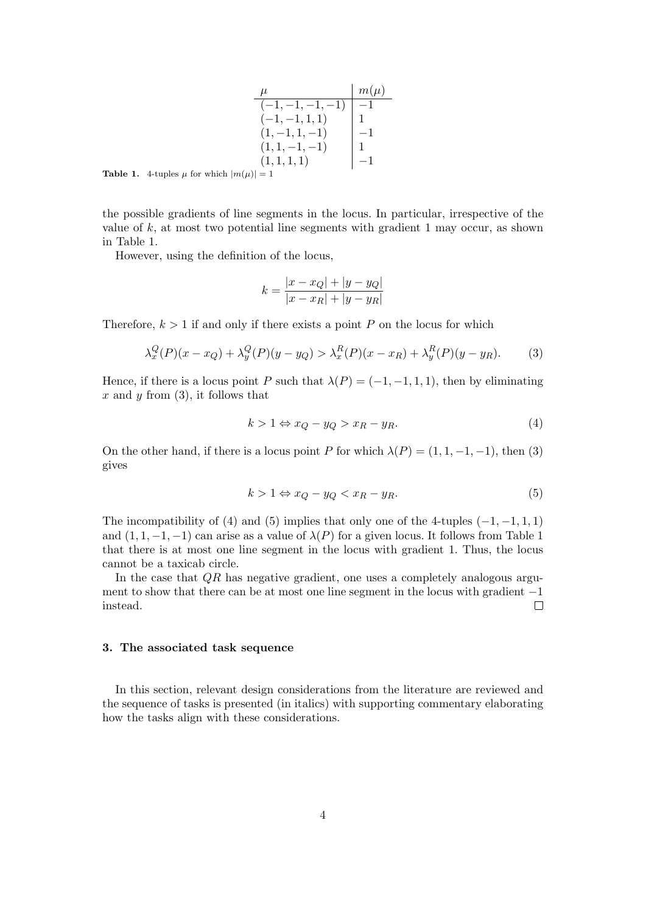| $\mu$ | $m(\mu)$ |
|---|---|
| $(-1,-1,-1,-1)$ | $-1$ |
| $(-1,-1,1,1)$ | $1$ |
| $(1,-1,1,-1)$ | $-1$ |
| $(1,1,-1,-1)$ | $1$ |
| $(1,1,1,1)$ | $-1$ |

**Table 1.** 4-tuples $\mu$ for which $|m(\mu)| = 1$

the possible gradients of line segments in the locus. In particular, irrespective of the value of $k$, at most two potential line segments with gradient 1 may occur, as shown in Table 1.

However, using the definition of the locus,

$$k = \frac{|x - x_Q| + |y - y_Q|}{|x - x_R| + |y - y_R|}$$

Therefore, $k > 1$ if and only if there exists a point $P$ on the locus for which

$$\lambda_x^Q(P)(x - x_Q) + \lambda_y^Q(P)(y - y_Q) > \lambda_x^R(P)(x - x_R) + \lambda_y^R(P)(y - y_R). \tag{3}$$

Hence, if there is a locus point $P$ such that $\lambda(P) = (-1,-1,1,1)$, then by eliminating $x$ and $y$ from (3), it follows that

$$k > 1 \Leftrightarrow x_Q - y_Q > x_R - y_R. \tag{4}$$

On the other hand, if there is a locus point $P$ for which $\lambda(P) = (1,1,-1,-1)$, then (3) gives

$$k > 1 \Leftrightarrow x_Q - y_Q < x_R - y_R. \tag{5}$$

The incompatibility of (4) and (5) implies that only one of the 4-tuples $(-1,-1,1,1)$ and $(1,1,-1,-1)$ can arise as a value of $\lambda(P)$ for a given locus. It follows from Table 1 that there is at most one line segment in the locus with gradient 1. Thus, the locus cannot be a taxicab circle.

In the case that $QR$ has negative gradient, one uses a completely analogous argument to show that there can be at most one line segment in the locus with gradient $-1$ instead. □

### 3. The associated task sequence

In this section, relevant design considerations from the literature are reviewed and the sequence of tasks is presented (in italics) with supporting commentary elaborating how the tasks align with these considerations.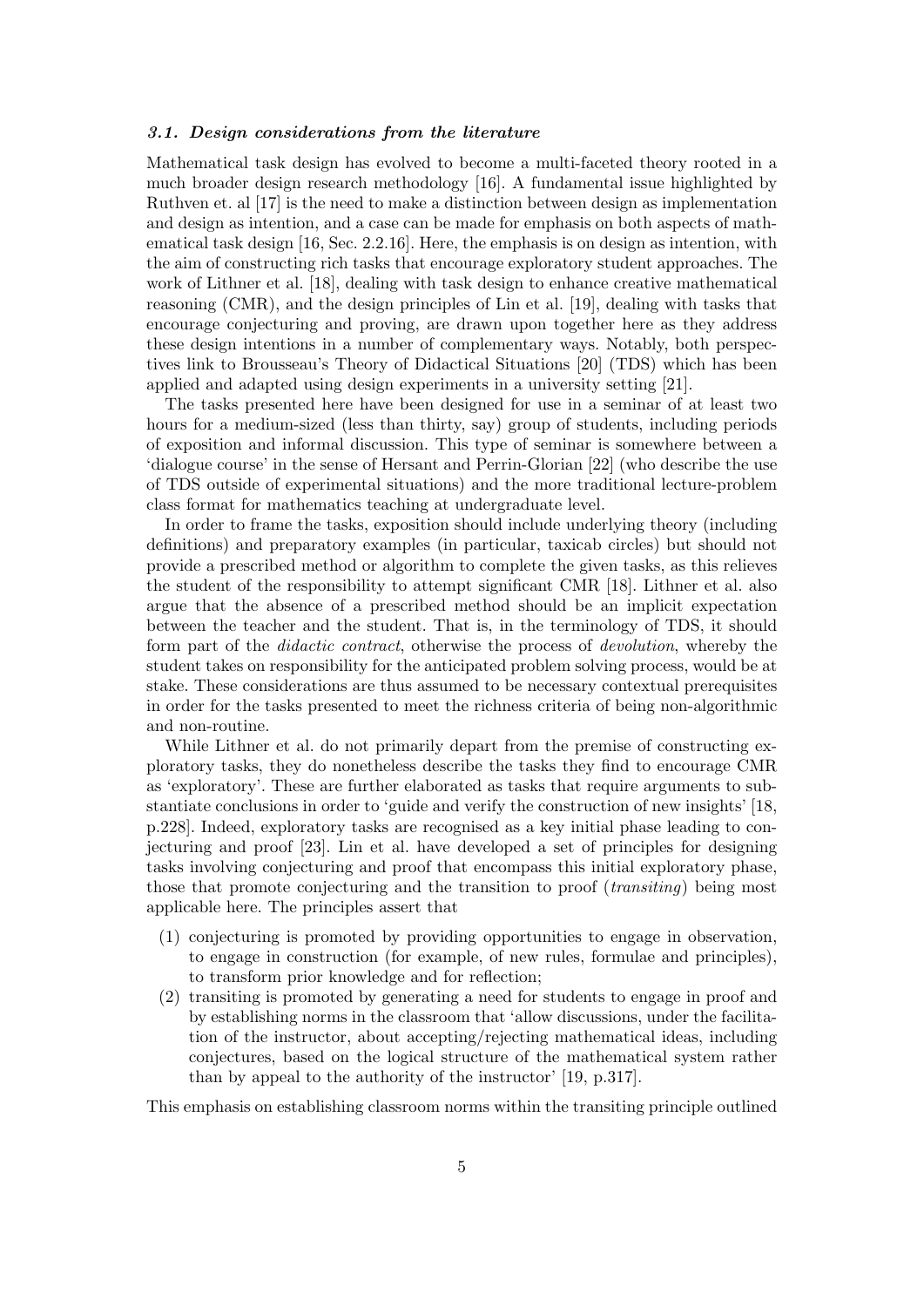### *3.1. Design considerations from the literature*

Mathematical task design has evolved to become a multi-faceted theory rooted in a much broader design research methodology [16]. A fundamental issue highlighted by Ruthven et. al [17] is the need to make a distinction between design as implementation and design as intention, and a case can be made for emphasis on both aspects of mathematical task design [16, Sec. 2.2.16]. Here, the emphasis is on design as intention, with the aim of constructing rich tasks that encourage exploratory student approaches. The work of Lithner et al. [18], dealing with task design to enhance creative mathematical reasoning (CMR), and the design principles of Lin et al. [19], dealing with tasks that encourage conjecturing and proving, are drawn upon together here as they address these design intentions in a number of complementary ways. Notably, both perspectives link to Brousseau's Theory of Didactical Situations [20] (TDS) which has been applied and adapted using design experiments in a university setting [21].

The tasks presented here have been designed for use in a seminar of at least two hours for a medium-sized (less than thirty, say) group of students, including periods of exposition and informal discussion. This type of seminar is somewhere between a 'dialogue course' in the sense of Hersant and Perrin-Glorian [22] (who describe the use of TDS outside of experimental situations) and the more traditional lecture-problem class format for mathematics teaching at undergraduate level.

In order to frame the tasks, exposition should include underlying theory (including definitions) and preparatory examples (in particular, taxicab circles) but should not provide a prescribed method or algorithm to complete the given tasks, as this relieves the student of the responsibility to attempt significant CMR [18]. Lithner et al. also argue that the absence of a prescribed method should be an implicit expectation between the teacher and the student. That is, in the terminology of TDS, it should form part of the *didactic contract*, otherwise the process of *devolution*, whereby the student takes on responsibility for the anticipated problem solving process, would be at stake. These considerations are thus assumed to be necessary contextual prerequisites in order for the tasks presented to meet the richness criteria of being non-algorithmic and non-routine.

While Lithner et al. do not primarily depart from the premise of constructing exploratory tasks, they do nonetheless describe the tasks they find to encourage CMR as 'exploratory'. These are further elaborated as tasks that require arguments to substantiate conclusions in order to 'guide and verify the construction of new insights' [18, p.228]. Indeed, exploratory tasks are recognised as a key initial phase leading to conjecturing and proof [23]. Lin et al. have developed a set of principles for designing tasks involving conjecturing and proof that encompass this initial exploratory phase, those that promote conjecturing and the transition to proof (*transiting*) being most applicable here. The principles assert that

(1) conjecturing is promoted by providing opportunities to engage in observation, to engage in construction (for example, of new rules, formulae and principles), to transform prior knowledge and for reflection;
(2) transiting is promoted by generating a need for students to engage in proof and by establishing norms in the classroom that 'allow discussions, under the facilitation of the instructor, about accepting/rejecting mathematical ideas, including conjectures, based on the logical structure of the mathematical system rather than by appeal to the authority of the instructor' [19, p.317].

This emphasis on establishing classroom norms within the transiting principle outlined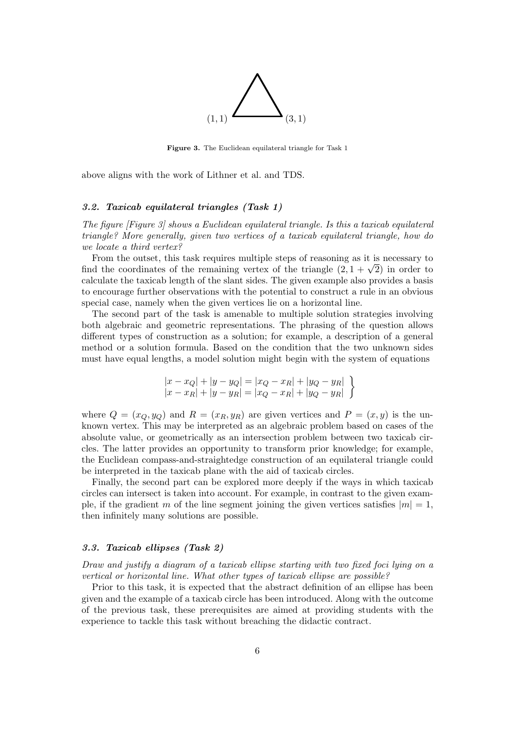(1, 1)

(3, 1)

**Figure 3.** The Euclidean equilateral triangle for Task 1

above aligns with the work of Lithner et al. and TDS.

### *3.2. Taxicab equilateral triangles (Task 1)*

*The figure [Figure 3] shows a Euclidean equilateral triangle. Is this a taxicab equilateral triangle? More generally, given two vertices of a taxicab equilateral triangle, how do we locate a third vertex?*

From the outset, this task requires multiple steps of reasoning as it is necessary to find the coordinates of the remaining vertex of the triangle $(2, 1 + \sqrt{2})$ in order to calculate the taxicab length of the slant sides. The given example also provides a basis to encourage further observations with the potential to construct a rule in an obvious special case, namely when the given vertices lie on a horizontal line.

The second part of the task is amenable to multiple solution strategies involving both algebraic and geometric representations. The phrasing of the question allows different types of construction as a solution; for example, a description of a general method or a solution formula. Based on the condition that the two unknown sides must have equal lengths, a model solution might begin with the system of equations

$$\left.\begin{array}{l} |x - x_Q| + |y - y_Q| = |x_Q - x_R| + |y_Q - y_R| \\ |x - x_R| + |y - y_R| = |x_Q - x_R| + |y_Q - y_R| \end{array}\right\}$$

where $Q = (x_Q, y_Q)$ and $R = (x_R, y_R)$ are given vertices and $P = (x, y)$ is the unknown vertex. This may be interpreted as an algebraic problem based on cases of the absolute value, or geometrically as an intersection problem between two taxicab circles. The latter provides an opportunity to transform prior knowledge; for example, the Euclidean compass-and-straightedge construction of an equilateral triangle could be interpreted in the taxicab plane with the aid of taxicab circles.

Finally, the second part can be explored more deeply if the ways in which taxicab circles can intersect is taken into account. For example, in contrast to the given example, if the gradient $m$ of the line segment joining the given vertices satisfies $|m| = 1$, then infinitely many solutions are possible.

### *3.3. Taxicab ellipses (Task 2)*

*Draw and justify a diagram of a taxicab ellipse starting with two fixed foci lying on a vertical or horizontal line. What other types of taxicab ellipse are possible?*

Prior to this task, it is expected that the abstract definition of an ellipse has been given and the example of a taxicab circle has been introduced. Along with the outcome of the previous task, these prerequisites are aimed at providing students with the experience to tackle this task without breaching the didactic contract.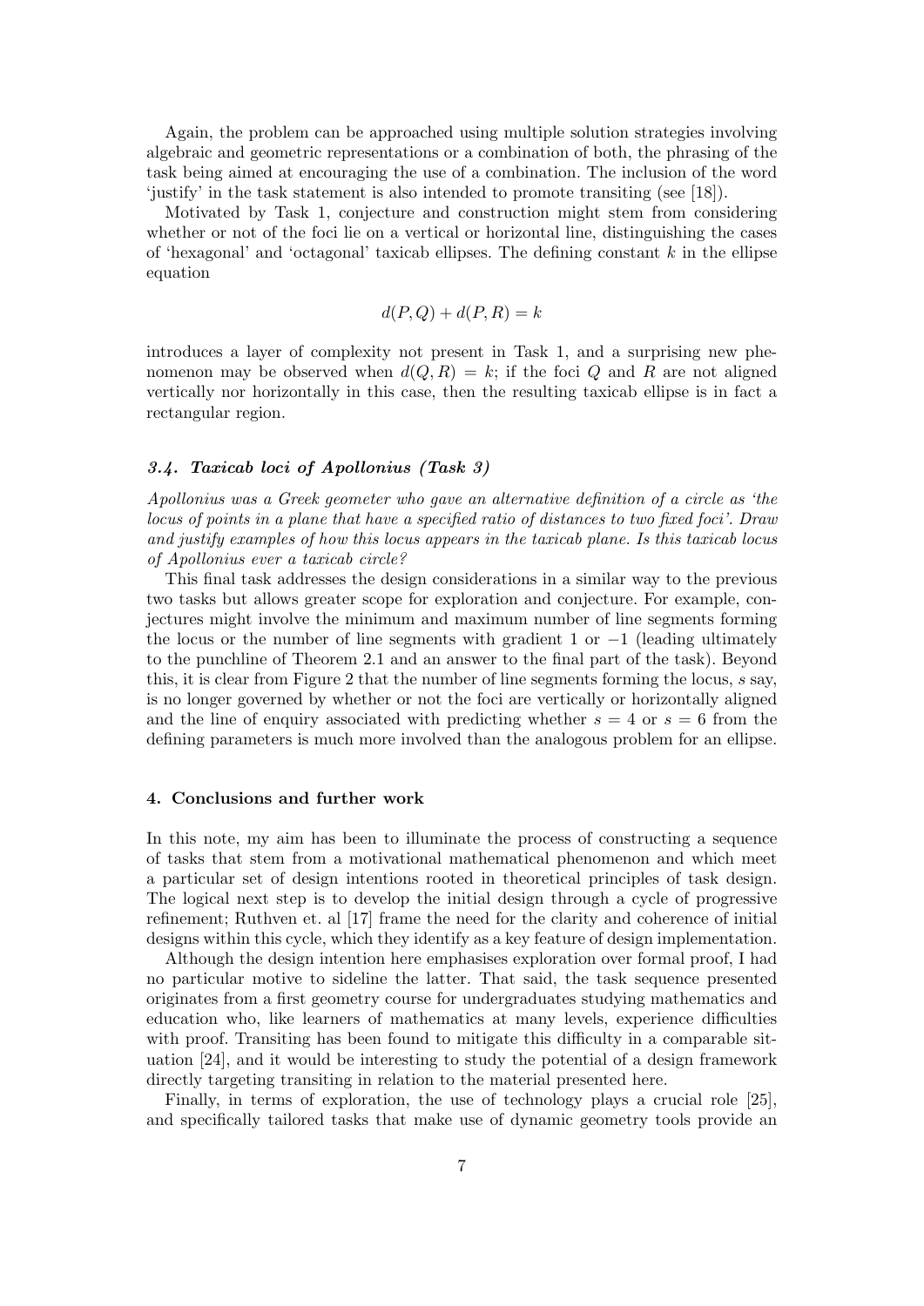Again, the problem can be approached using multiple solution strategies involving algebraic and geometric representations or a combination of both, the phrasing of the task being aimed at encouraging the use of a combination. The inclusion of the word 'justify' in the task statement is also intended to promote transiting (see [18]).

Motivated by Task 1, conjecture and construction might stem from considering whether or not of the foci lie on a vertical or horizontal line, distinguishing the cases of 'hexagonal' and 'octagonal' taxicab ellipses. The defining constant $k$ in the ellipse equation

$$d(P, Q) + d(P, R) = k$$

introduces a layer of complexity not present in Task 1, and a surprising new phenomenon may be observed when $d(Q, R) = k$; if the foci $Q$ and $R$ are not aligned vertically nor horizontally in this case, then the resulting taxicab ellipse is in fact a rectangular region.

### *3.4. Taxicab loci of Apollonius (Task 3)*

*Apollonius was a Greek geometer who gave an alternative definition of a circle as 'the locus of points in a plane that have a specified ratio of distances to two fixed foci'. Draw and justify examples of how this locus appears in the taxicab plane. Is this taxicab locus of Apollonius ever a taxicab circle?*

This final task addresses the design considerations in a similar way to the previous two tasks but allows greater scope for exploration and conjecture. For example, conjectures might involve the minimum and maximum number of line segments forming the locus or the number of line segments with gradient 1 or $-1$ (leading ultimately to the punchline of Theorem 2.1 and an answer to the final part of the task). Beyond this, it is clear from Figure 2 that the number of line segments forming the locus, $s$ say, is no longer governed by whether or not the foci are vertically or horizontally aligned and the line of enquiry associated with predicting whether $s = 4$ or $s = 6$ from the defining parameters is much more involved than the analogous problem for an ellipse.

## 4. Conclusions and further work

In this note, my aim has been to illuminate the process of constructing a sequence of tasks that stem from a motivational mathematical phenomenon and which meet a particular set of design intentions rooted in theoretical principles of task design. The logical next step is to develop the initial design through a cycle of progressive refinement; Ruthven et. al [17] frame the need for the clarity and coherence of initial designs within this cycle, which they identify as a key feature of design implementation.

Although the design intention here emphasises exploration over formal proof, I had no particular motive to sideline the latter. That said, the task sequence presented originates from a first geometry course for undergraduates studying mathematics and education who, like learners of mathematics at many levels, experience difficulties with proof. Transiting has been found to mitigate this difficulty in a comparable situation [24], and it would be interesting to study the potential of a design framework directly targeting transiting in relation to the material presented here.

Finally, in terms of exploration, the use of technology plays a crucial role [25], and specifically tailored tasks that make use of dynamic geometry tools provide an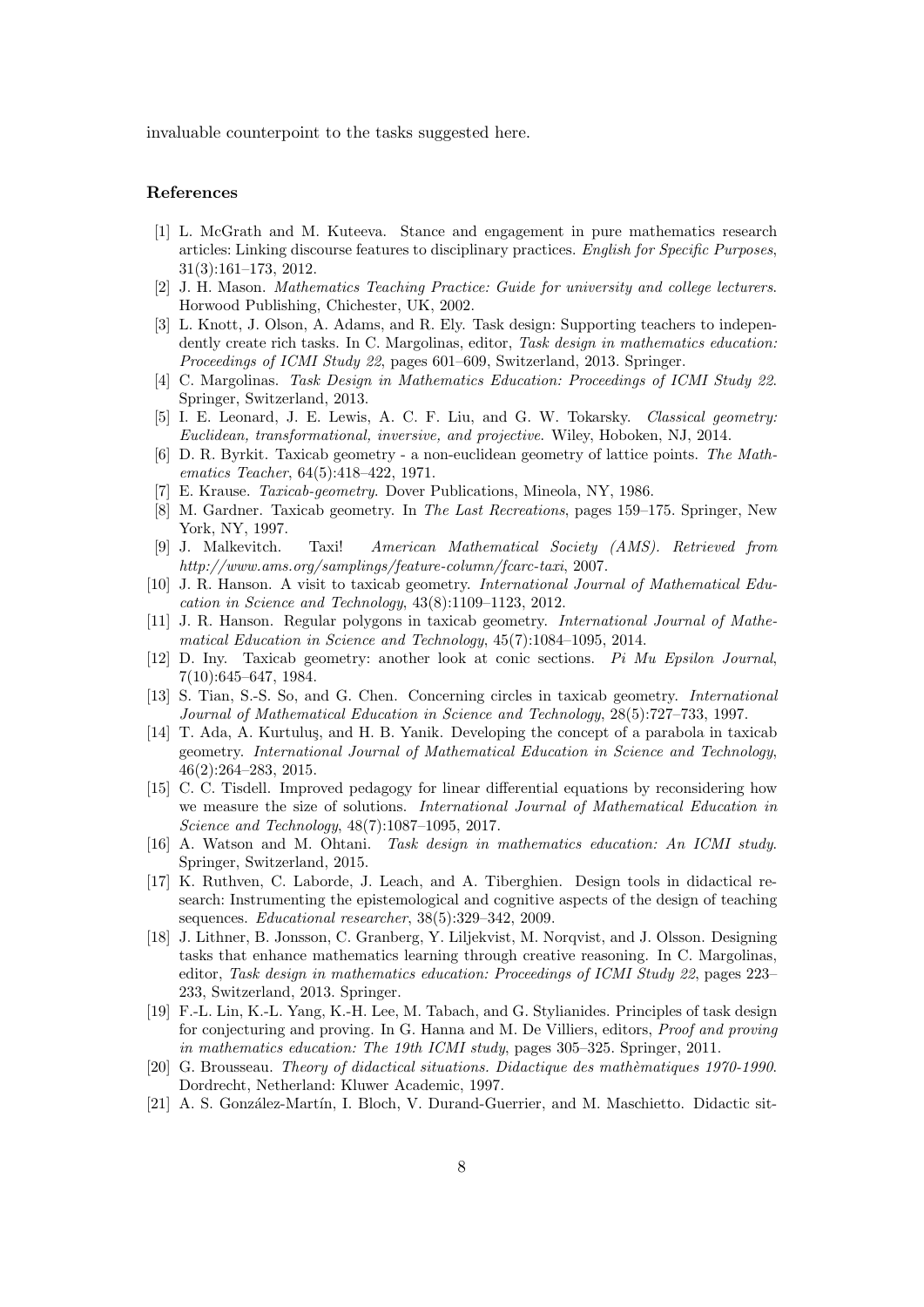invaluable counterpoint to the tasks suggested here.

### References

[1] L. McGrath and M. Kuteeva. Stance and engagement in pure mathematics research articles: Linking discourse features to disciplinary practices. *English for Specific Purposes*, 31(3):161–173, 2012.

[2] J. H. Mason. *Mathematics Teaching Practice: Guide for university and college lecturers*. Horwood Publishing, Chichester, UK, 2002.

[3] L. Knott, J. Olson, A. Adams, and R. Ely. Task design: Supporting teachers to independently create rich tasks. In C. Margolinas, editor, *Task design in mathematics education: Proceedings of ICMI Study 22*, pages 601–609, Switzerland, 2013. Springer.

[4] C. Margolinas. *Task Design in Mathematics Education: Proceedings of ICMI Study 22*. Springer, Switzerland, 2013.

[5] I. E. Leonard, J. E. Lewis, A. C. F. Liu, and G. W. Tokarsky. *Classical geometry: Euclidean, transformational, inversive, and projective*. Wiley, Hoboken, NJ, 2014.

[6] D. R. Byrkit. Taxicab geometry - a non-euclidean geometry of lattice points. *The Mathematics Teacher*, 64(5):418–422, 1971.

[7] E. Krause. *Taxicab-geometry*. Dover Publications, Mineola, NY, 1986.

[8] M. Gardner. Taxicab geometry. In *The Last Recreations*, pages 159–175. Springer, New York, NY, 1997.

[9] J. Malkevitch. Taxi! *American Mathematical Society (AMS). Retrieved from http://www.ams.org/samplings/feature-column/fcarc-taxi*, 2007.

[10] J. R. Hanson. A visit to taxicab geometry. *International Journal of Mathematical Education in Science and Technology*, 43(8):1109–1123, 2012.

[11] J. R. Hanson. Regular polygons in taxicab geometry. *International Journal of Mathematical Education in Science and Technology*, 45(7):1084–1095, 2014.

[12] D. Iny. Taxicab geometry: another look at conic sections. *Pi Mu Epsilon Journal*, 7(10):645–647, 1984.

[13] S. Tian, S.-S. So, and G. Chen. Concerning circles in taxicab geometry. *International Journal of Mathematical Education in Science and Technology*, 28(5):727–733, 1997.

[14] T. Ada, A. Kurtuluş, and H. B. Yanik. Developing the concept of a parabola in taxicab geometry. *International Journal of Mathematical Education in Science and Technology*, 46(2):264–283, 2015.

[15] C. C. Tisdell. Improved pedagogy for linear differential equations by reconsidering how we measure the size of solutions. *International Journal of Mathematical Education in Science and Technology*, 48(7):1087–1095, 2017.

[16] A. Watson and M. Ohtani. *Task design in mathematics education: An ICMI study*. Springer, Switzerland, 2015.

[17] K. Ruthven, C. Laborde, J. Leach, and A. Tiberghien. Design tools in didactical research: Instrumenting the epistemological and cognitive aspects of the design of teaching sequences. *Educational researcher*, 38(5):329–342, 2009.

[18] J. Lithner, B. Jonsson, C. Granberg, Y. Liljekvist, M. Norqvist, and J. Olsson. Designing tasks that enhance mathematics learning through creative reasoning. In C. Margolinas, editor, *Task design in mathematics education: Proceedings of ICMI Study 22*, pages 223–233, Switzerland, 2013. Springer.

[19] F.-L. Lin, K.-L. Yang, K.-H. Lee, M. Tabach, and G. Stylianides. Principles of task design for conjecturing and proving. In G. Hanna and M. De Villiers, editors, *Proof and proving in mathematics education: The 19th ICMI study*, pages 305–325. Springer, 2011.

[20] G. Brousseau. *Theory of didactical situations. Didactique des mathèmatiques 1970-1990*. Dordrecht, Netherland: Kluwer Academic, 1997.

[21] A. S. González-Martín, I. Bloch, V. Durand-Guerrier, and M. Maschietto. Didactic sit-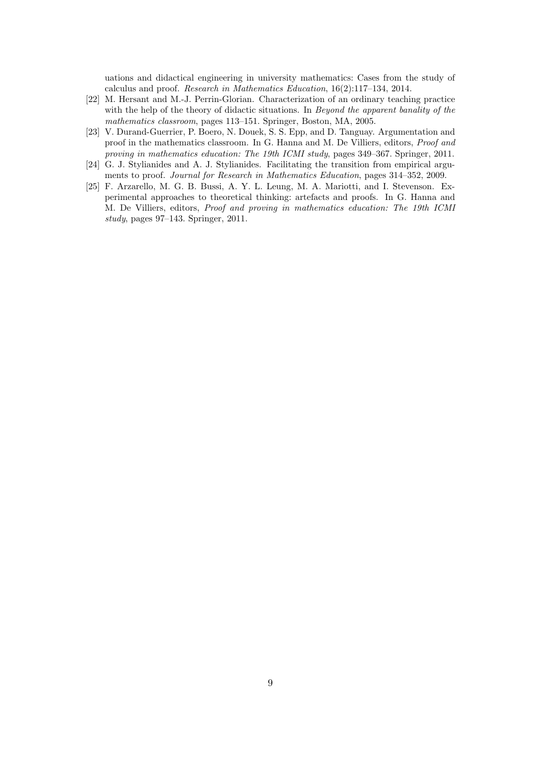uations and didactical engineering in university mathematics: Cases from the study of calculus and proof. *Research in Mathematics Education*, 16(2):117–134, 2014.

[22] M. Hersant and M.-J. Perrin-Glorian. Characterization of an ordinary teaching practice with the help of the theory of didactic situations. In *Beyond the apparent banality of the mathematics classroom*, pages 113–151. Springer, Boston, MA, 2005.

[23] V. Durand-Guerrier, P. Boero, N. Douek, S. S. Epp, and D. Tanguay. Argumentation and proof in the mathematics classroom. In G. Hanna and M. De Villiers, editors, *Proof and proving in mathematics education: The 19th ICMI study*, pages 349–367. Springer, 2011.

[24] G. J. Stylianides and A. J. Stylianides. Facilitating the transition from empirical arguments to proof. *Journal for Research in Mathematics Education*, pages 314–352, 2009.

[25] F. Arzarello, M. G. B. Bussi, A. Y. L. Leung, M. A. Mariotti, and I. Stevenson. Experimental approaches to theoretical thinking: artefacts and proofs. In G. Hanna and M. De Villiers, editors, *Proof and proving in mathematics education: The 19th ICMI study*, pages 97–143. Springer, 2011.